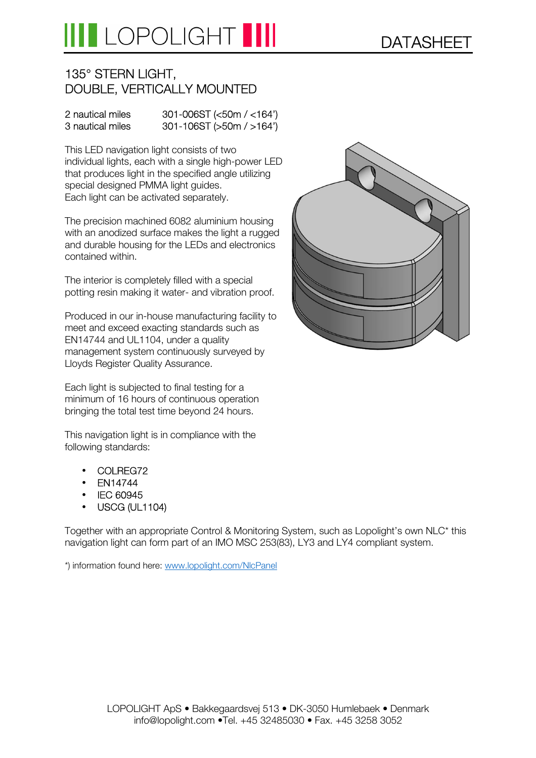# LOPOLIGHT

## DATASHEET

## 135° STERN LIGHT, DOUBLE, VERTICALLY MOUNTED

| | |
|---|---|
| 2 nautical miles | 301-006ST (<50m / <164') |
| 3 nautical miles | 301-106ST (>50m / >164') |

This LED navigation light consists of two individual lights, each with a single high-power LED that produces light in the specified angle utilizing special designed PMMA light guides. Each light can be activated separately.

The precision machined 6082 aluminium housing with an anodized surface makes the light a rugged and durable housing for the LEDs and electronics contained within.

The interior is completely filled with a special potting resin making it water- and vibration proof.

Produced in our in-house manufacturing facility to meet and exceed exacting standards such as EN14744 and UL1104, under a quality management system continuously surveyed by Lloyds Register Quality Assurance.

Each light is subjected to final testing for a minimum of 16 hours of continuous operation bringing the total test time beyond 24 hours.

This navigation light is in compliance with the following standards:

- COLREG72
- EN14744
- IEC 60945
- USCG (UL1104)

Together with an appropriate Control & Monitoring System, such as Lopolight's own NLC* this navigation light can form part of an IMO MSC 253(83), LY3 and LY4 compliant system.

*) information found here: www.lopolight.com/NlcPanel

LOPOLIGHT ApS • Bakkegaardsvej 513 • DK-3050 Humlebaek • Denmark
info@lopolight.com •Tel. +45 32485030 • Fax. +45 3258 3052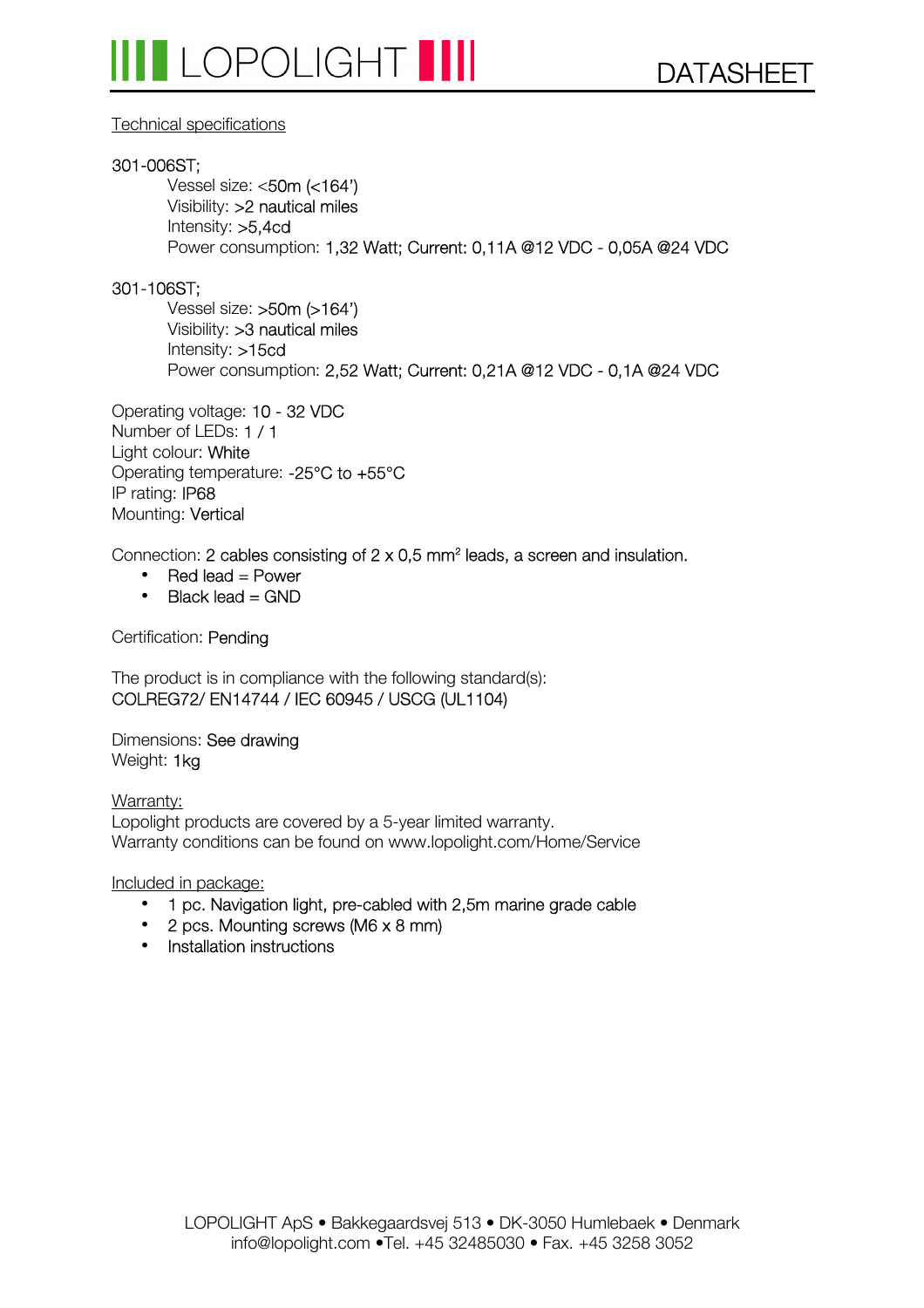Technical specifications

301-006ST;

Vessel size: <50m (<164')
Visibility: >2 nautical miles
Intensity: >5,4cd
Power consumption: 1,32 Watt; Current: 0,11A @12 VDC - 0,05A @24 VDC

301-106ST;

Vessel size: >50m (>164')
Visibility: >3 nautical miles
Intensity: >15cd
Power consumption: 2,52 Watt; Current: 0,21A @12 VDC - 0,1A @24 VDC

Operating voltage: 10 - 32 VDC
Number of LEDs: 1 / 1
Light colour: White
Operating temperature: -25°C to +55°C
IP rating: IP68
Mounting: Vertical

Connection: 2 cables consisting of 2 x 0,5 $mm^2$ leads, a screen and insulation.

- Red lead = Power
- Black lead = GND

Certification: Pending

The product is in compliance with the following standard(s):
COLREG72/ EN14744 / IEC 60945 / USCG (UL1104)

Dimensions: See drawing
Weight: 1kg

Warranty:
Lopolight products are covered by a 5-year limited warranty.
Warranty conditions can be found on www.lopolight.com/Home/Service

Included in package:

- 1 pc. Navigation light, pre-cabled with 2,5m marine grade cable
- 2 pcs. Mounting screws (M6 x 8 mm)
- Installation instructions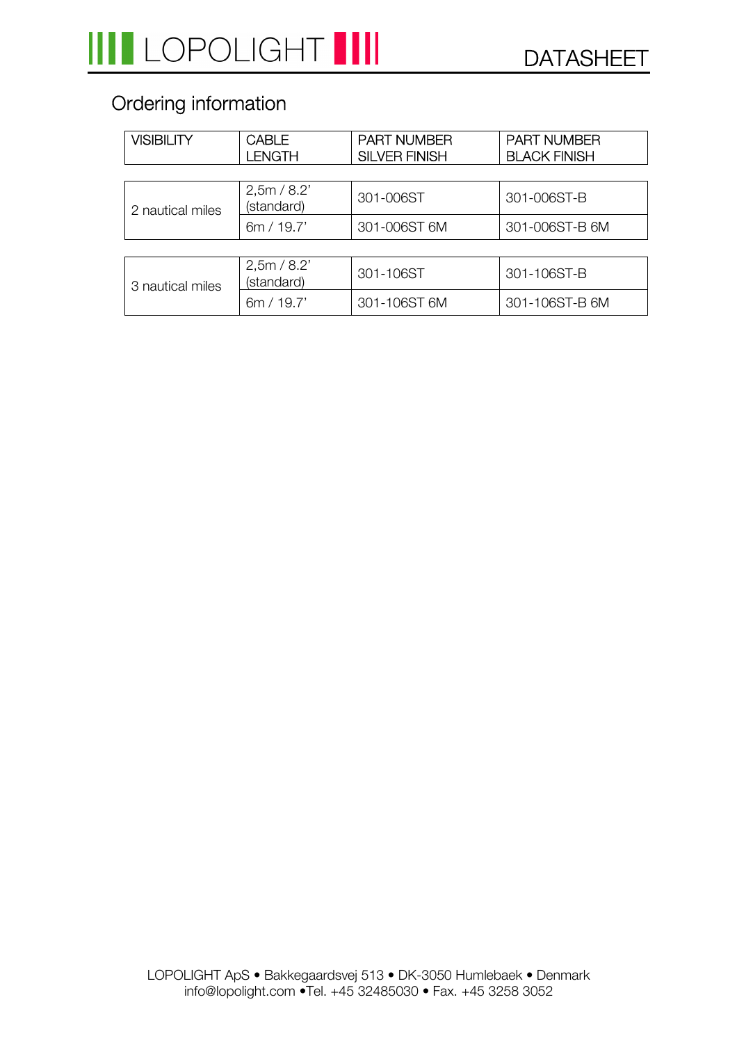## Ordering information

| VISIBILITY | CABLE LENGTH | PART NUMBER SILVER FINISH | PART NUMBER BLACK FINISH |
|---|---|---|---|
| 2 nautical miles | 2,5m / 8.2' (standard) | 301-006ST | 301-006ST-B |
| | 6m / 19.7' | 301-006ST 6M | 301-006ST-B 6M |
| 3 nautical miles | 2,5m / 8.2' (standard) | 301-106ST | 301-106ST-B |
| | 6m / 19.7' | 301-106ST 6M | 301-106ST-B 6M |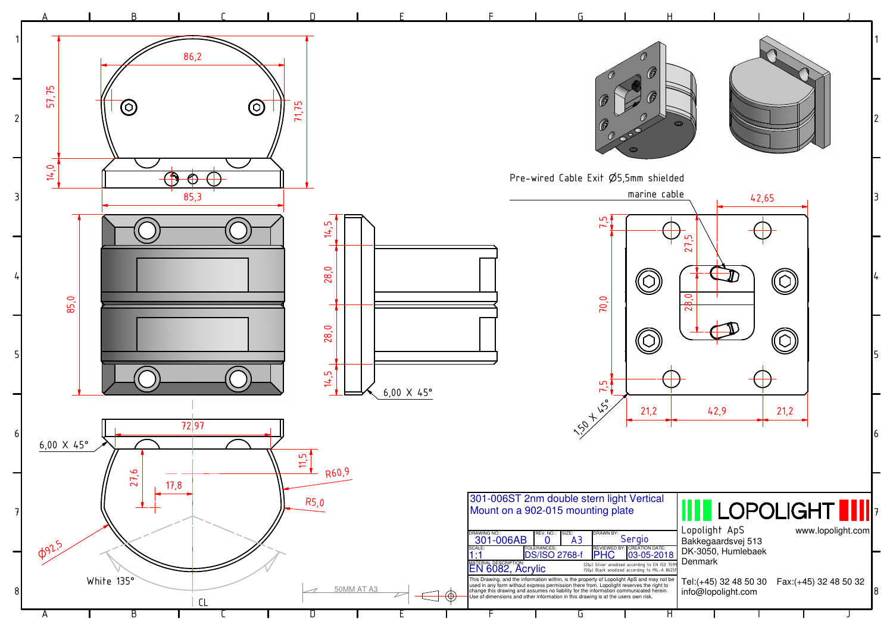301-006ST 2nm double stern light Vertical Mount on a 902-015 mounting plate

Pre-wired Cable Exit Ø5,5mm shielded marine cable

6,00 X 45°

1,50 X 45°

White 135°

CL

50MM AT A3

| DRAWING NO.: | REV. NO.: | SIZE: | DRAWN BY: |
|---|---|---|---|
| 301-006AB | 0 | A3 | Sergio |
| SCALE: 1:1 | TOLERANCES: DS/ISO 2768-f | REVIEWED BY: PHC | CREATION DATE: 03-05-2018 |
| MATERIAL DESCRIPTION: EN 6082, Acrylic | | (20µ) Silver anodized according to EN ISO 7599 (50µ) Black anodized according to MIL-A 8625F | |

This Drawing, and the information within, is the property of Lopolight ApS and may not be used in any form without express permission there from. Lopolight reserves the right to change this drawing and assumes no liability for the information communicated herein. Use of dimensions and other information in this drawing is at the users own risk.

LOPOLIGHT

Lopolight ApS
Bakkegaardsvej 513
DK-3050, Humlebaek
Denmark

www.lopolight.com

Tel:(+45) 32 48 50 30 Fax:(+45) 32 48 50 32
info@lopolight.com